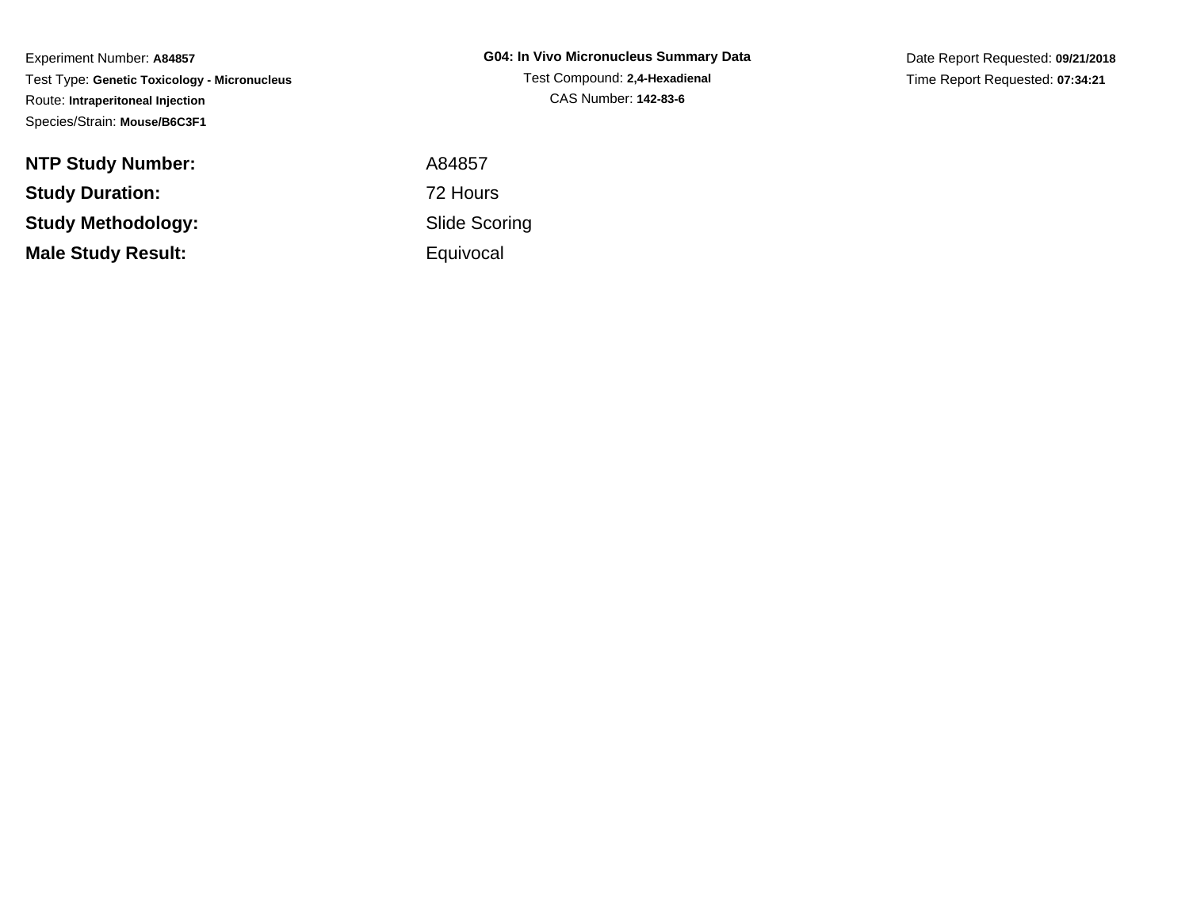Experiment Number: **A84857**
Test Type: **Genetic Toxicology - Micronucleus**
Route: **Intraperitoneal Injection**
Species/Strain: **Mouse/B6C3F1**

**G04: In Vivo Micronucleus Summary Data**
Test Compound: **2,4-Hexadienal**
CAS Number: **142-83-6**

Date Report Requested: **09/21/2018**
Time Report Requested: **07:34:21**

| | |
|---|---|
| **NTP Study Number:** | A84857 |
| **Study Duration:** | 72 Hours |
| **Study Methodology:** | Slide Scoring |
| **Male Study Result:** | Equivocal |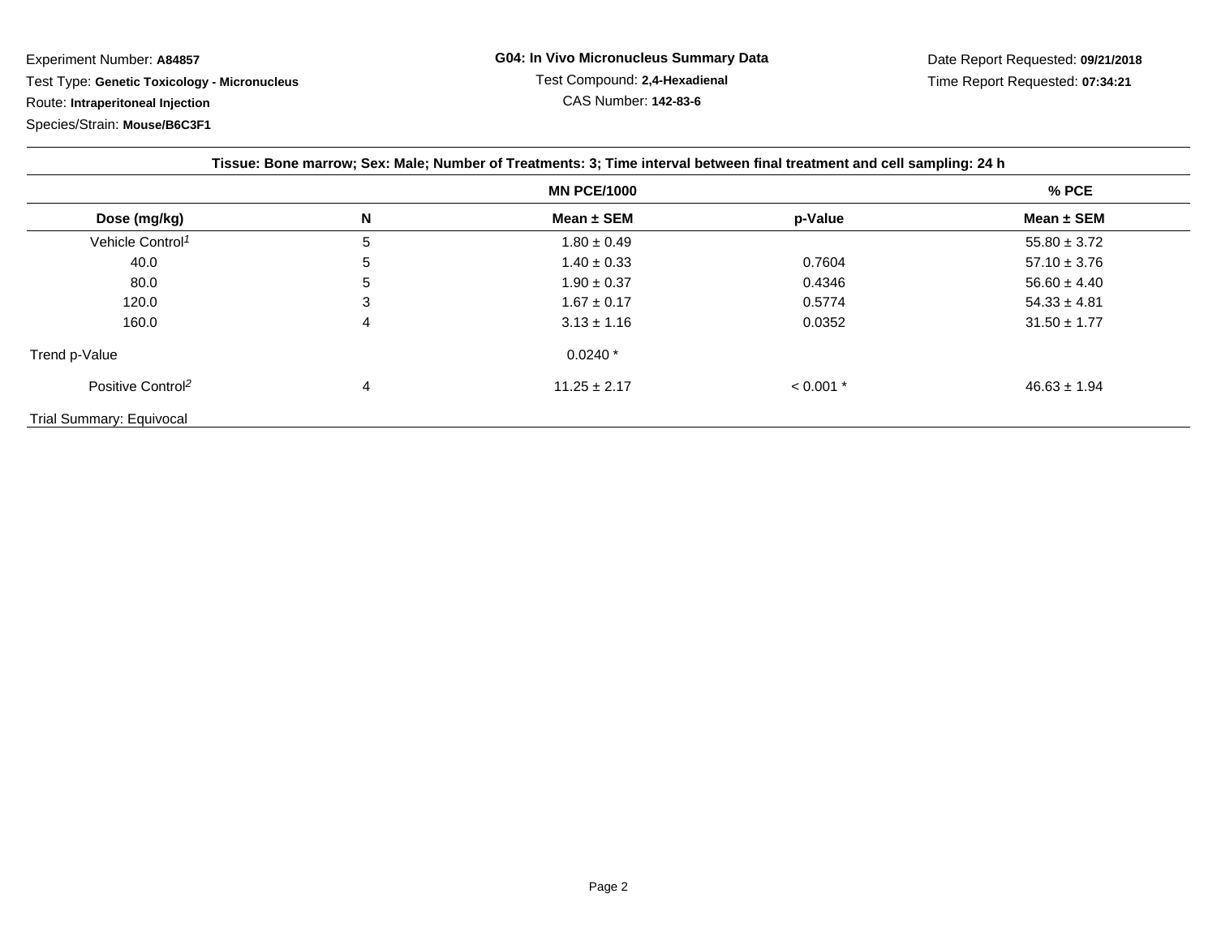Experiment Number: **A84857**
Test Type: **Genetic Toxicology - Micronucleus**
Route: **Intraperitoneal Injection**
Species/Strain: **Mouse/B6C3F1**

**G04: In Vivo Micronucleus Summary Data**
Test Compound: **2,4-Hexadienal**
CAS Number: **142-83-6**

Date Report Requested: **09/21/2018**
Time Report Requested: **07:34:21**

| Tissue: Bone marrow; Sex: Male; Number of Treatments: 3; Time interval between final treatment and cell sampling: 24 h | | | | |
|---|---|---|---|---|
| | | MN PCE/1000 | | % PCE |
| **Dose (mg/kg)** | **N** | **Mean ± SEM** | **p-Value** | **Mean ± SEM** |
| Vehicle Control[1] | 5 | 1.80 ± 0.49 | | 55.80 ± 3.72 |
| 40.0 | 5 | 1.40 ± 0.33 | 0.7604 | 57.10 ± 3.76 |
| 80.0 | 5 | 1.90 ± 0.37 | 0.4346 | 56.60 ± 4.40 |
| 120.0 | 3 | 1.67 ± 0.17 | 0.5774 | 54.33 ± 4.81 |
| 160.0 | 4 | 3.13 ± 1.16 | 0.0352 | 31.50 ± 1.77 |
| Trend p-Value | | 0.0240 * | | |
| Positive Control[2] | 4 | 11.25 ± 2.17 | < 0.001 * | 46.63 ± 1.94 |
| Trial Summary: Equivocal | | | | |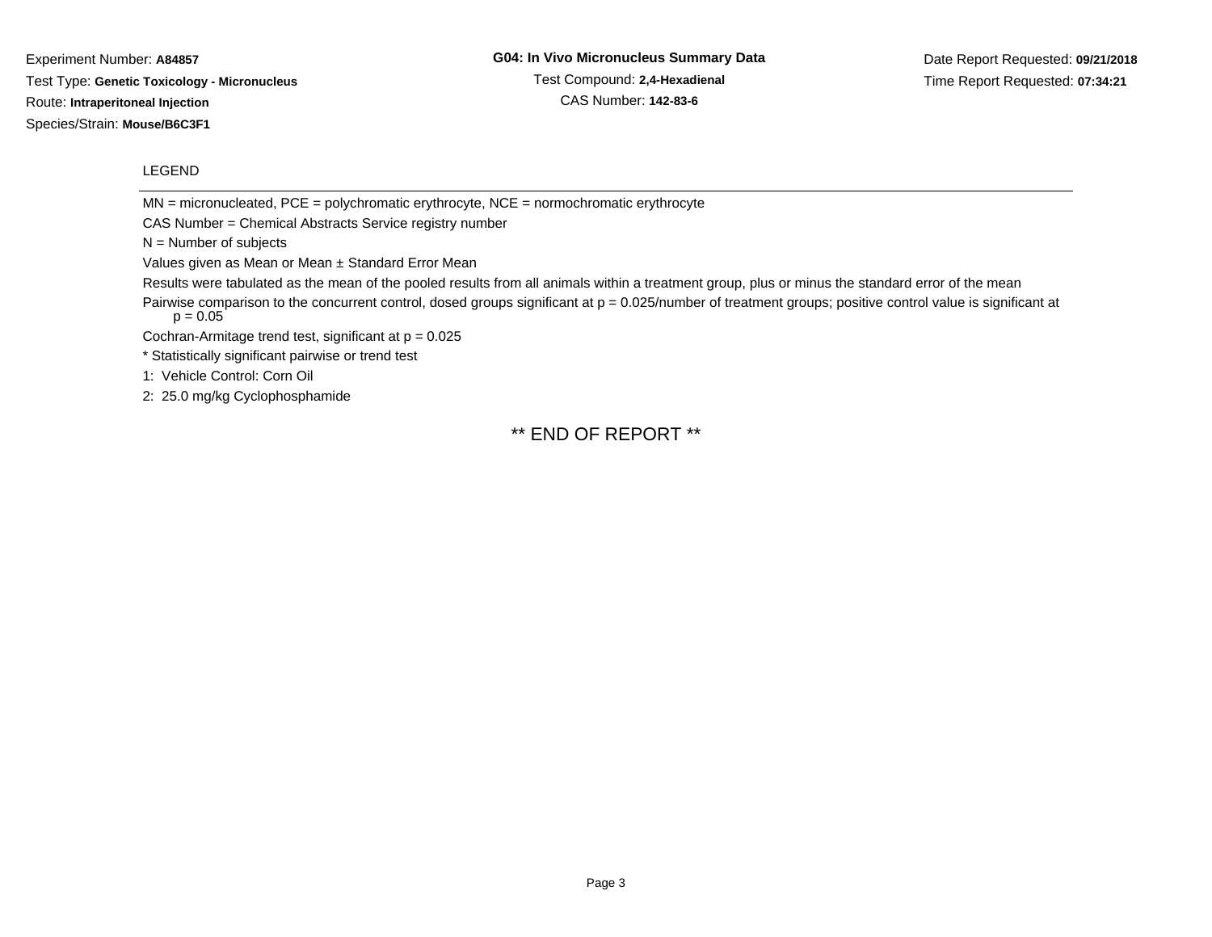Experiment Number: **A84857**

Test Type: **Genetic Toxicology - Micronucleus**

Route: **Intraperitoneal Injection**

Species/Strain: **Mouse/B6C3F1**

**G04: In Vivo Micronucleus Summary Data**

Test Compound: **2,4-Hexadienal**

CAS Number: **142-83-6**

Date Report Requested: **09/21/2018**

Time Report Requested: **07:34:21**

LEGEND

MN = micronucleated, PCE = polychromatic erythrocyte, NCE = normochromatic erythrocyte

CAS Number = Chemical Abstracts Service registry number

N = Number of subjects

Values given as Mean or Mean ± Standard Error Mean

Results were tabulated as the mean of the pooled results from all animals within a treatment group, plus or minus the standard error of the mean

Pairwise comparison to the concurrent control, dosed groups significant at p = 0.025/number of treatment groups; positive control value is significant at p = 0.05

Cochran-Armitage trend test, significant at p = 0.025

* Statistically significant pairwise or trend test

1: Vehicle Control: Corn Oil

2: 25.0 mg/kg Cyclophosphamide

** END OF REPORT **